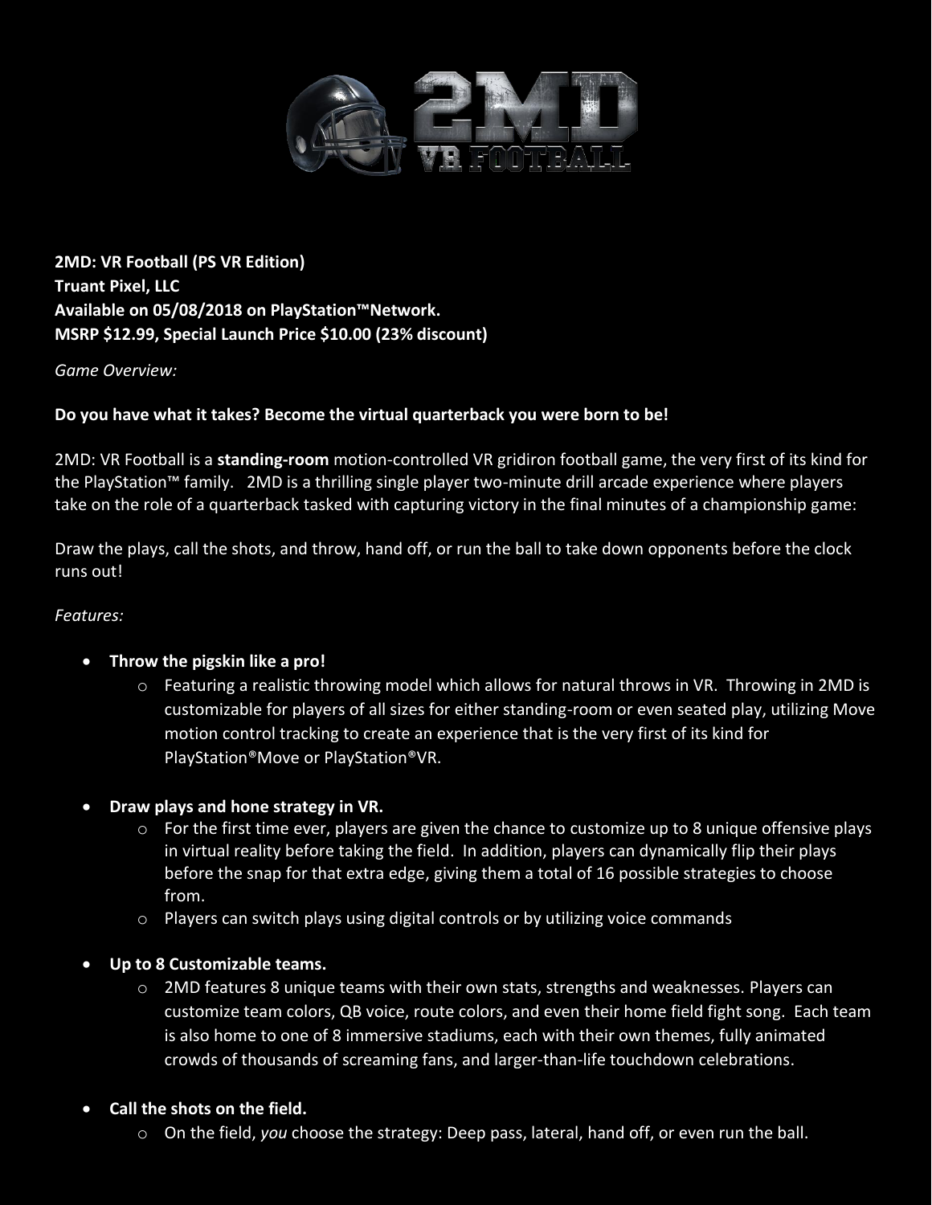**2MD: VR Football (PS VR Edition)**
**Truant Pixel, LLC**
**Available on 05/08/2018 on PlayStation™Network.**
**MSRP $12.99, Special Launch Price $10.00 (23% discount)**

*Game Overview:*

**Do you have what it takes? Become the virtual quarterback you were born to be!**

2MD: VR Football is a **standing-room** motion-controlled VR gridiron football game, the very first of its kind for the PlayStation™ family. 2MD is a thrilling single player two-minute drill arcade experience where players take on the role of a quarterback tasked with capturing victory in the final minutes of a championship game:

Draw the plays, call the shots, and throw, hand off, or run the ball to take down opponents before the clock runs out!

*Features:*

- **Throw the pigskin like a pro!**
  - Featuring a realistic throwing model which allows for natural throws in VR. Throwing in 2MD is customizable for players of all sizes for either standing-room or even seated play, utilizing Move motion control tracking to create an experience that is the very first of its kind for PlayStation®Move or PlayStation®VR.
- **Draw plays and hone strategy in VR.**
  - For the first time ever, players are given the chance to customize up to 8 unique offensive plays in virtual reality before taking the field. In addition, players can dynamically flip their plays before the snap for that extra edge, giving them a total of 16 possible strategies to choose from.
  - Players can switch plays using digital controls or by utilizing voice commands
- **Up to 8 Customizable teams.**
  - 2MD features 8 unique teams with their own stats, strengths and weaknesses. Players can customize team colors, QB voice, route colors, and even their home field fight song. Each team is also home to one of 8 immersive stadiums, each with their own themes, fully animated crowds of thousands of screaming fans, and larger-than-life touchdown celebrations.
- **Call the shots on the field.**
  - On the field, *you* choose the strategy: Deep pass, lateral, hand off, or even run the ball.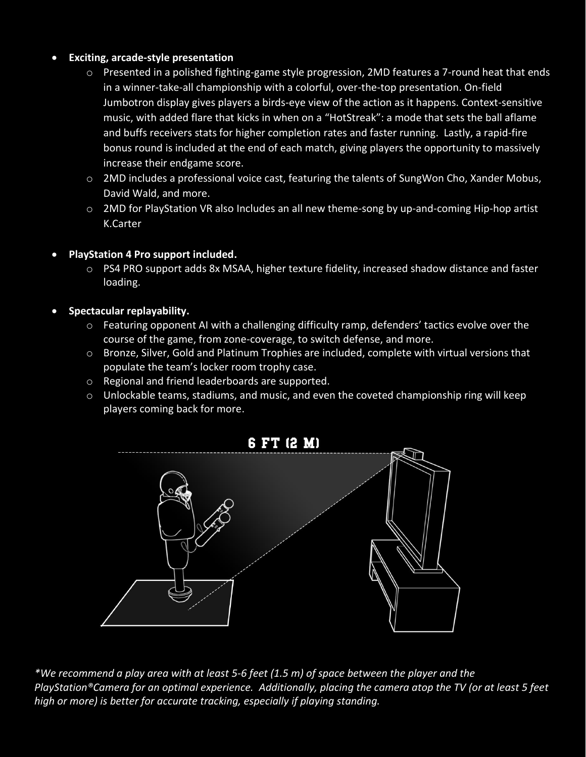- **Exciting, arcade-style presentation**
  - Presented in a polished fighting-game style progression, 2MD features a 7-round heat that ends in a winner-take-all championship with a colorful, over-the-top presentation. On-field Jumbotron display gives players a birds-eye view of the action as it happens. Context-sensitive music, with added flare that kicks in when on a "HotStreak": a mode that sets the ball aflame and buffs receivers stats for higher completion rates and faster running. Lastly, a rapid-fire bonus round is included at the end of each match, giving players the opportunity to massively increase their endgame score.
  - 2MD includes a professional voice cast, featuring the talents of SungWon Cho, Xander Mobus, David Wald, and more.
  - 2MD for PlayStation VR also Includes an all new theme-song by up-and-coming Hip-hop artist K.Carter

- **PlayStation 4 Pro support included.**
  - PS4 PRO support adds 8x MSAA, higher texture fidelity, increased shadow distance and faster loading.

- **Spectacular replayability.**
  - Featuring opponent AI with a challenging difficulty ramp, defenders' tactics evolve over the course of the game, from zone-coverage, to switch defense, and more.
  - Bronze, Silver, Gold and Platinum Trophies are included, complete with virtual versions that populate the team's locker room trophy case.
  - Regional and friend leaderboards are supported.
  - Unlockable teams, stadiums, and music, and even the coveted championship ring will keep players coming back for more.

6 FT (2 M)

*\*We recommend a play area with at least 5-6 feet (1.5 m) of space between the player and the PlayStation®Camera for an optimal experience. Additionally, placing the camera atop the TV (or at least 5 feet high or more) is better for accurate tracking, especially if playing standing.*